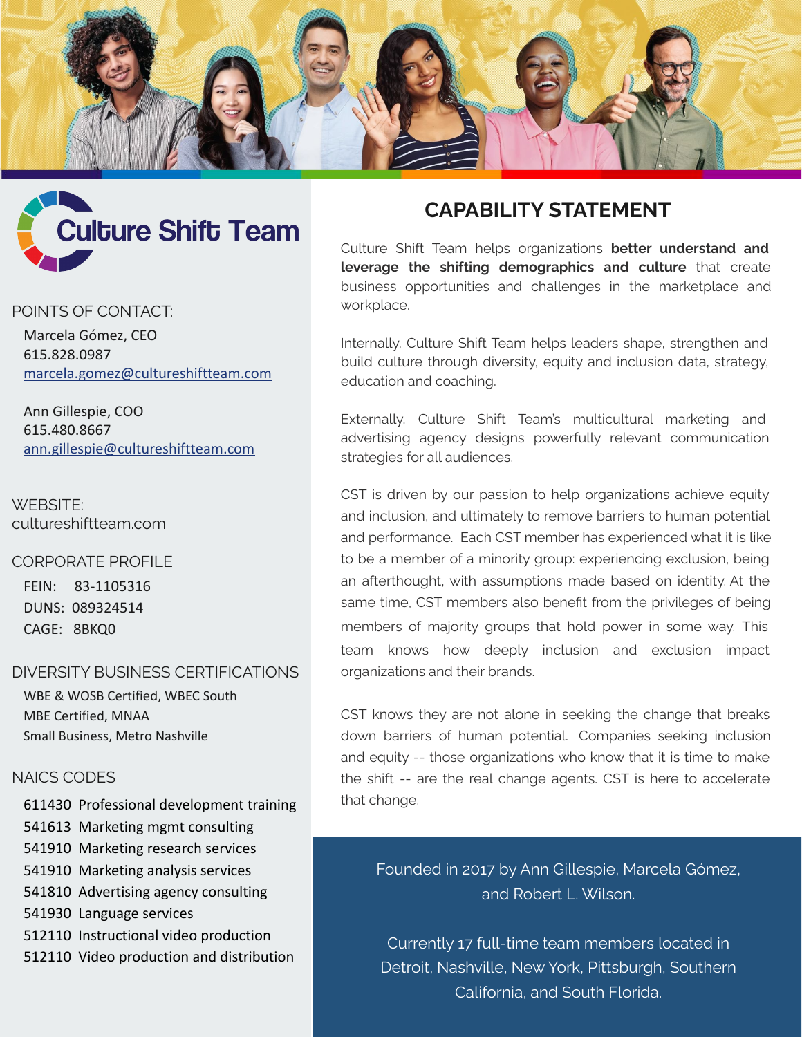# Culture Shift Team

## POINTS OF CONTACT:

Marcela Gómez, CEO
615.828.0987
marcela.gomez@cultureshiftteam.com

Ann Gillespie, COO
615.480.8667
ann.gillespie@cultureshiftteam.com

## WEBSITE:

cultureshiftteam.com

## CORPORATE PROFILE

FEIN: 83-1105316
DUNS: 089324514
CAGE: 8BKQ0

## DIVERSITY BUSINESS CERTIFICATIONS

WBE & WOSB Certified, WBEC South
MBE Certified, MNAA
Small Business, Metro Nashville

## NAICS CODES

611430 Professional development training
541613 Marketing mgmt consulting
541910 Marketing research services
541910 Marketing analysis services
541810 Advertising agency consulting
541930 Language services
512110 Instructional video production
512110 Video production and distribution

# CAPABILITY STATEMENT

Culture Shift Team helps organizations **better understand and leverage the shifting demographics and culture** that create business opportunities and challenges in the marketplace and workplace.

Internally, Culture Shift Team helps leaders shape, strengthen and build culture through diversity, equity and inclusion data, strategy, education and coaching.

Externally, Culture Shift Team's multicultural marketing and advertising agency designs powerfully relevant communication strategies for all audiences.

CST is driven by our passion to help organizations achieve equity and inclusion, and ultimately to remove barriers to human potential and performance. Each CST member has experienced what it is like to be a member of a minority group: experiencing exclusion, being an afterthought, with assumptions made based on identity. At the same time, CST members also benefit from the privileges of being members of majority groups that hold power in some way. This team knows how deeply inclusion and exclusion impact organizations and their brands.

CST knows they are not alone in seeking the change that breaks down barriers of human potential. Companies seeking inclusion and equity -- those organizations who know that it is time to make the shift -- are the real change agents. CST is here to accelerate that change.

Founded in 2017 by Ann Gillespie, Marcela Gómez, and Robert L. Wilson.

Currently 17 full-time team members located in Detroit, Nashville, New York, Pittsburgh, Southern California, and South Florida.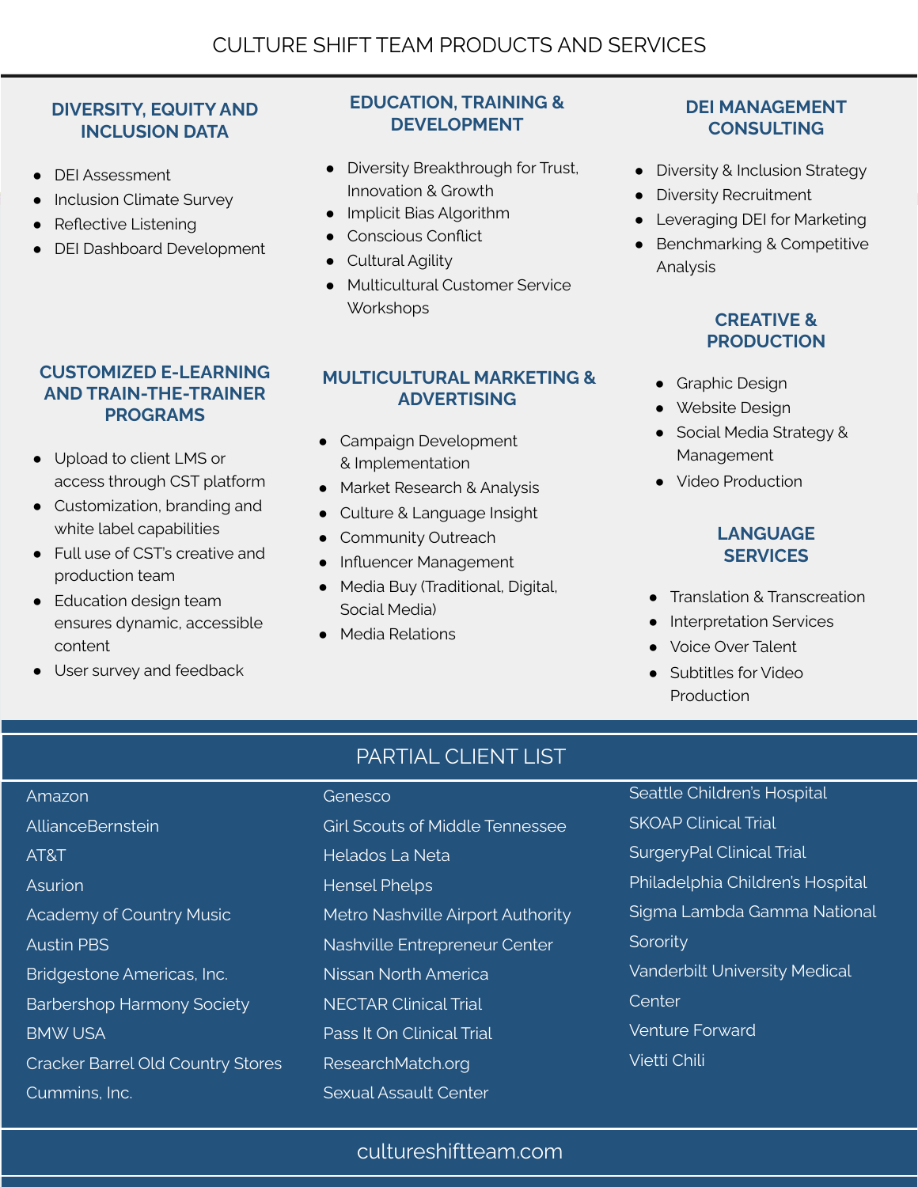# CULTURE SHIFT TEAM PRODUCTS AND SERVICES

## DIVERSITY, EQUITY AND INCLUSION DATA

- DEI Assessment
- Inclusion Climate Survey
- Reflective Listening
- DEI Dashboard Development

## EDUCATION, TRAINING & DEVELOPMENT

- Diversity Breakthrough for Trust, Innovation & Growth
- Implicit Bias Algorithm
- Conscious Conflict
- Cultural Agility
- Multicultural Customer Service Workshops

## DEI MANAGEMENT CONSULTING

- Diversity & Inclusion Strategy
- Diversity Recruitment
- Leveraging DEI for Marketing
- Benchmarking & Competitive Analysis

## CUSTOMIZED E-LEARNING AND TRAIN-THE-TRAINER PROGRAMS

- Upload to client LMS or access through CST platform
- Customization, branding and white label capabilities
- Full use of CST's creative and production team
- Education design team ensures dynamic, accessible content
- User survey and feedback

## MULTICULTURAL MARKETING & ADVERTISING

- Campaign Development & Implementation
- Market Research & Analysis
- Culture & Language Insight
- Community Outreach
- Influencer Management
- Media Buy (Traditional, Digital, Social Media)
- Media Relations

## CREATIVE & PRODUCTION

- Graphic Design
- Website Design
- Social Media Strategy & Management
- Video Production

## LANGUAGE SERVICES

- Translation & Transcreation
- Interpretation Services
- Voice Over Talent
- Subtitles for Video Production

## PARTIAL CLIENT LIST

Amazon
AllianceBernstein
AT&T
Asurion
Academy of Country Music
Austin PBS
Bridgestone Americas, Inc.
Barbershop Harmony Society
BMW USA
Cracker Barrel Old Country Stores
Cummins, Inc.
Genesco
Girl Scouts of Middle Tennessee
Helados La Neta
Hensel Phelps
Metro Nashville Airport Authority
Nashville Entrepreneur Center
Nissan North America
NECTAR Clinical Trial
Pass It On Clinical Trial
ResearchMatch.org
Sexual Assault Center
Seattle Children's Hospital
SKOAP Clinical Trial
SurgeryPal Clinical Trial
Philadelphia Children's Hospital
Sigma Lambda Gamma National Sorority
Vanderbilt University Medical Center
Venture Forward
Vietti Chili

cultureshiftteam.com